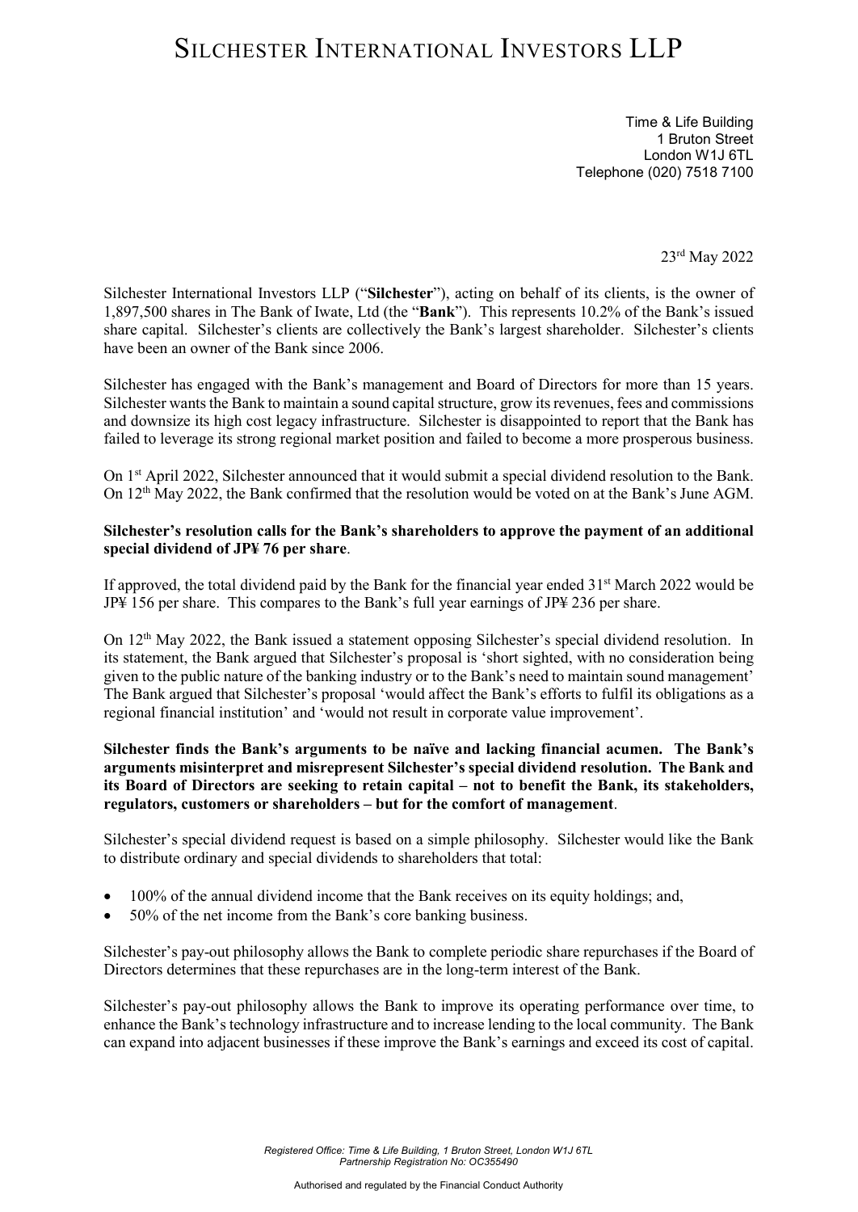# Silchester International Investors LLP

Time & Life Building
1 Bruton Street
London W1J 6TL
Telephone (020) 7518 7100

23rd May 2022

Silchester International Investors LLP ("**Silchester**"), acting on behalf of its clients, is the owner of 1,897,500 shares in The Bank of Iwate, Ltd (the "**Bank**"). This represents 10.2% of the Bank's issued share capital. Silchester's clients are collectively the Bank's largest shareholder. Silchester's clients have been an owner of the Bank since 2006.

Silchester has engaged with the Bank's management and Board of Directors for more than 15 years. Silchester wants the Bank to maintain a sound capital structure, grow its revenues, fees and commissions and downsize its high cost legacy infrastructure. Silchester is disappointed to report that the Bank has failed to leverage its strong regional market position and failed to become a more prosperous business.

On 1st April 2022, Silchester announced that it would submit a special dividend resolution to the Bank. On 12th May 2022, the Bank confirmed that the resolution would be voted on at the Bank's June AGM.

**Silchester's resolution calls for the Bank's shareholders to approve the payment of an additional special dividend of JP¥ 76 per share**.

If approved, the total dividend paid by the Bank for the financial year ended 31st March 2022 would be JP¥ 156 per share. This compares to the Bank's full year earnings of JP¥ 236 per share.

On 12th May 2022, the Bank issued a statement opposing Silchester's special dividend resolution. In its statement, the Bank argued that Silchester's proposal is 'short sighted, with no consideration being given to the public nature of the banking industry or to the Bank's need to maintain sound management' The Bank argued that Silchester's proposal 'would affect the Bank's efforts to fulfil its obligations as a regional financial institution' and 'would not result in corporate value improvement'.

**Silchester finds the Bank's arguments to be naïve and lacking financial acumen. The Bank's arguments misinterpret and misrepresent Silchester's special dividend resolution. The Bank and its Board of Directors are seeking to retain capital – not to benefit the Bank, its stakeholders, regulators, customers or shareholders – but for the comfort of management**.

Silchester's special dividend request is based on a simple philosophy. Silchester would like the Bank to distribute ordinary and special dividends to shareholders that total:

- 100% of the annual dividend income that the Bank receives on its equity holdings; and,
- 50% of the net income from the Bank's core banking business.

Silchester's pay-out philosophy allows the Bank to complete periodic share repurchases if the Board of Directors determines that these repurchases are in the long-term interest of the Bank.

Silchester's pay-out philosophy allows the Bank to improve its operating performance over time, to enhance the Bank's technology infrastructure and to increase lending to the local community. The Bank can expand into adjacent businesses if these improve the Bank's earnings and exceed its cost of capital.

*Registered Office: Time & Life Building, 1 Bruton Street, London W1J 6TL*
*Partnership Registration No: OC355490*

Authorised and regulated by the Financial Conduct Authority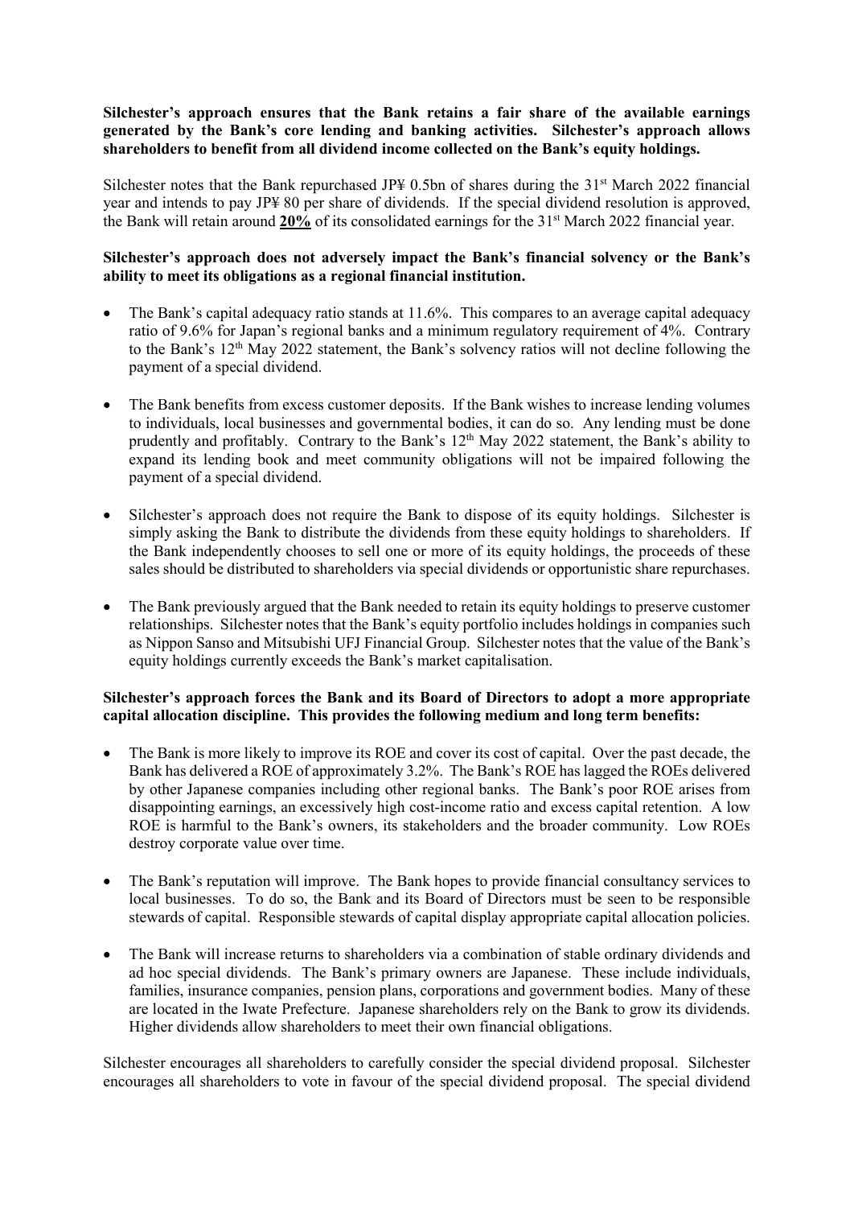**Silchester's approach ensures that the Bank retains a fair share of the available earnings generated by the Bank's core lending and banking activities. Silchester's approach allows shareholders to benefit from all dividend income collected on the Bank's equity holdings.**

Silchester notes that the Bank repurchased JP¥ 0.5bn of shares during the 31st March 2022 financial year and intends to pay JP¥ 80 per share of dividends. If the special dividend resolution is approved, the Bank will retain around **20%** of its consolidated earnings for the 31st March 2022 financial year.

**Silchester's approach does not adversely impact the Bank's financial solvency or the Bank's ability to meet its obligations as a regional financial institution.**

- The Bank's capital adequacy ratio stands at 11.6%. This compares to an average capital adequacy ratio of 9.6% for Japan's regional banks and a minimum regulatory requirement of 4%. Contrary to the Bank's 12th May 2022 statement, the Bank's solvency ratios will not decline following the payment of a special dividend.
- The Bank benefits from excess customer deposits. If the Bank wishes to increase lending volumes to individuals, local businesses and governmental bodies, it can do so. Any lending must be done prudently and profitably. Contrary to the Bank's 12th May 2022 statement, the Bank's ability to expand its lending book and meet community obligations will not be impaired following the payment of a special dividend.
- Silchester's approach does not require the Bank to dispose of its equity holdings. Silchester is simply asking the Bank to distribute the dividends from these equity holdings to shareholders. If the Bank independently chooses to sell one or more of its equity holdings, the proceeds of these sales should be distributed to shareholders via special dividends or opportunistic share repurchases.
- The Bank previously argued that the Bank needed to retain its equity holdings to preserve customer relationships. Silchester notes that the Bank's equity portfolio includes holdings in companies such as Nippon Sanso and Mitsubishi UFJ Financial Group. Silchester notes that the value of the Bank's equity holdings currently exceeds the Bank's market capitalisation.

**Silchester's approach forces the Bank and its Board of Directors to adopt a more appropriate capital allocation discipline. This provides the following medium and long term benefits:**

- The Bank is more likely to improve its ROE and cover its cost of capital. Over the past decade, the Bank has delivered a ROE of approximately 3.2%. The Bank's ROE has lagged the ROEs delivered by other Japanese companies including other regional banks. The Bank's poor ROE arises from disappointing earnings, an excessively high cost-income ratio and excess capital retention. A low ROE is harmful to the Bank's owners, its stakeholders and the broader community. Low ROEs destroy corporate value over time.
- The Bank's reputation will improve. The Bank hopes to provide financial consultancy services to local businesses. To do so, the Bank and its Board of Directors must be seen to be responsible stewards of capital. Responsible stewards of capital display appropriate capital allocation policies.
- The Bank will increase returns to shareholders via a combination of stable ordinary dividends and ad hoc special dividends. The Bank's primary owners are Japanese. These include individuals, families, insurance companies, pension plans, corporations and government bodies. Many of these are located in the Iwate Prefecture. Japanese shareholders rely on the Bank to grow its dividends. Higher dividends allow shareholders to meet their own financial obligations.

Silchester encourages all shareholders to carefully consider the special dividend proposal. Silchester encourages all shareholders to vote in favour of the special dividend proposal. The special dividend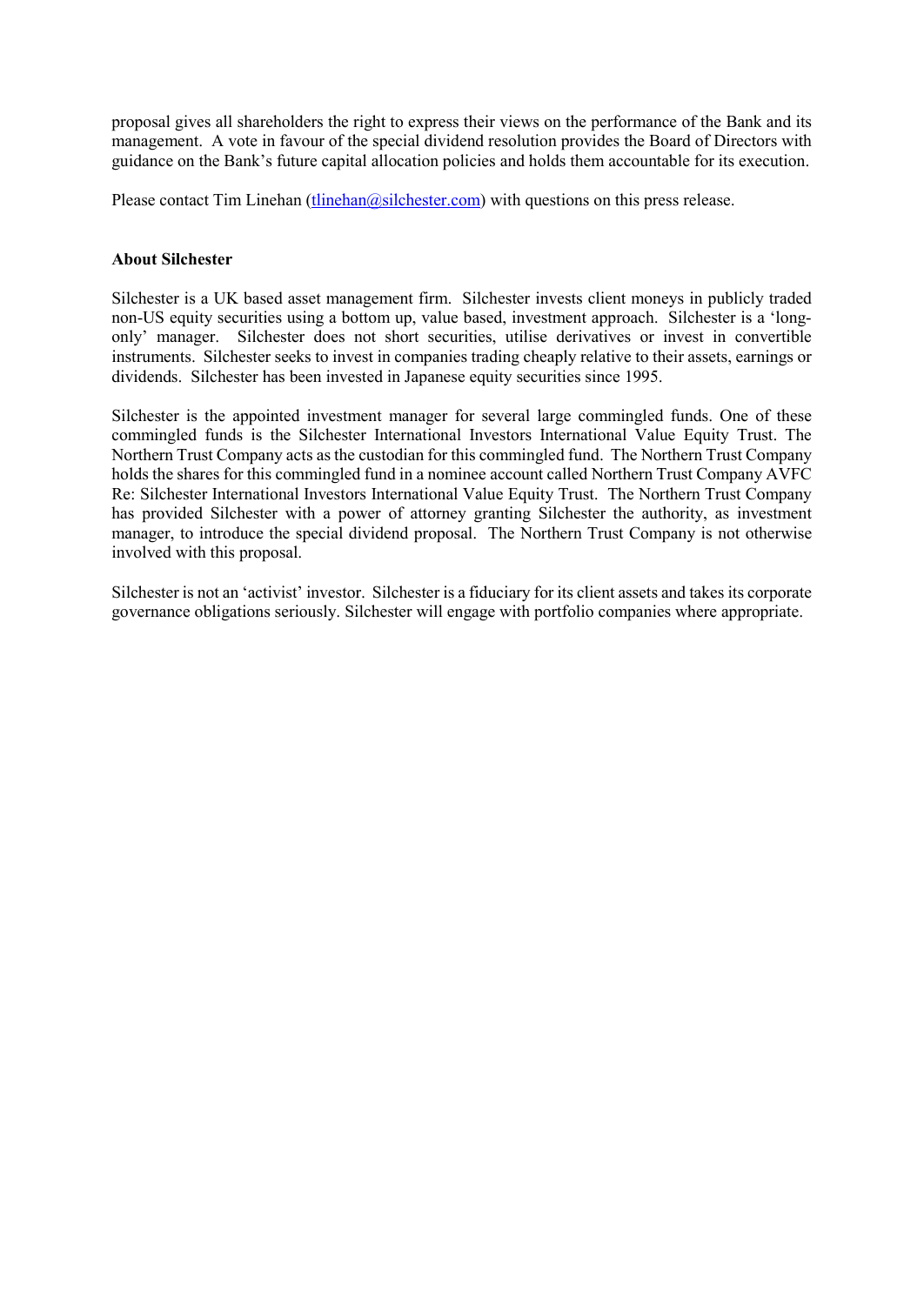proposal gives all shareholders the right to express their views on the performance of the Bank and its management. A vote in favour of the special dividend resolution provides the Board of Directors with guidance on the Bank's future capital allocation policies and holds them accountable for its execution.

Please contact Tim Linehan (tlinehan@silchester.com) with questions on this press release.

**About Silchester**

Silchester is a UK based asset management firm. Silchester invests client moneys in publicly traded non-US equity securities using a bottom up, value based, investment approach. Silchester is a 'long-only' manager. Silchester does not short securities, utilise derivatives or invest in convertible instruments. Silchester seeks to invest in companies trading cheaply relative to their assets, earnings or dividends. Silchester has been invested in Japanese equity securities since 1995.

Silchester is the appointed investment manager for several large commingled funds. One of these commingled funds is the Silchester International Investors International Value Equity Trust. The Northern Trust Company acts as the custodian for this commingled fund. The Northern Trust Company holds the shares for this commingled fund in a nominee account called Northern Trust Company AVFC Re: Silchester International Investors International Value Equity Trust. The Northern Trust Company has provided Silchester with a power of attorney granting Silchester the authority, as investment manager, to introduce the special dividend proposal. The Northern Trust Company is not otherwise involved with this proposal.

Silchester is not an 'activist' investor. Silchester is a fiduciary for its client assets and takes its corporate governance obligations seriously. Silchester will engage with portfolio companies where appropriate.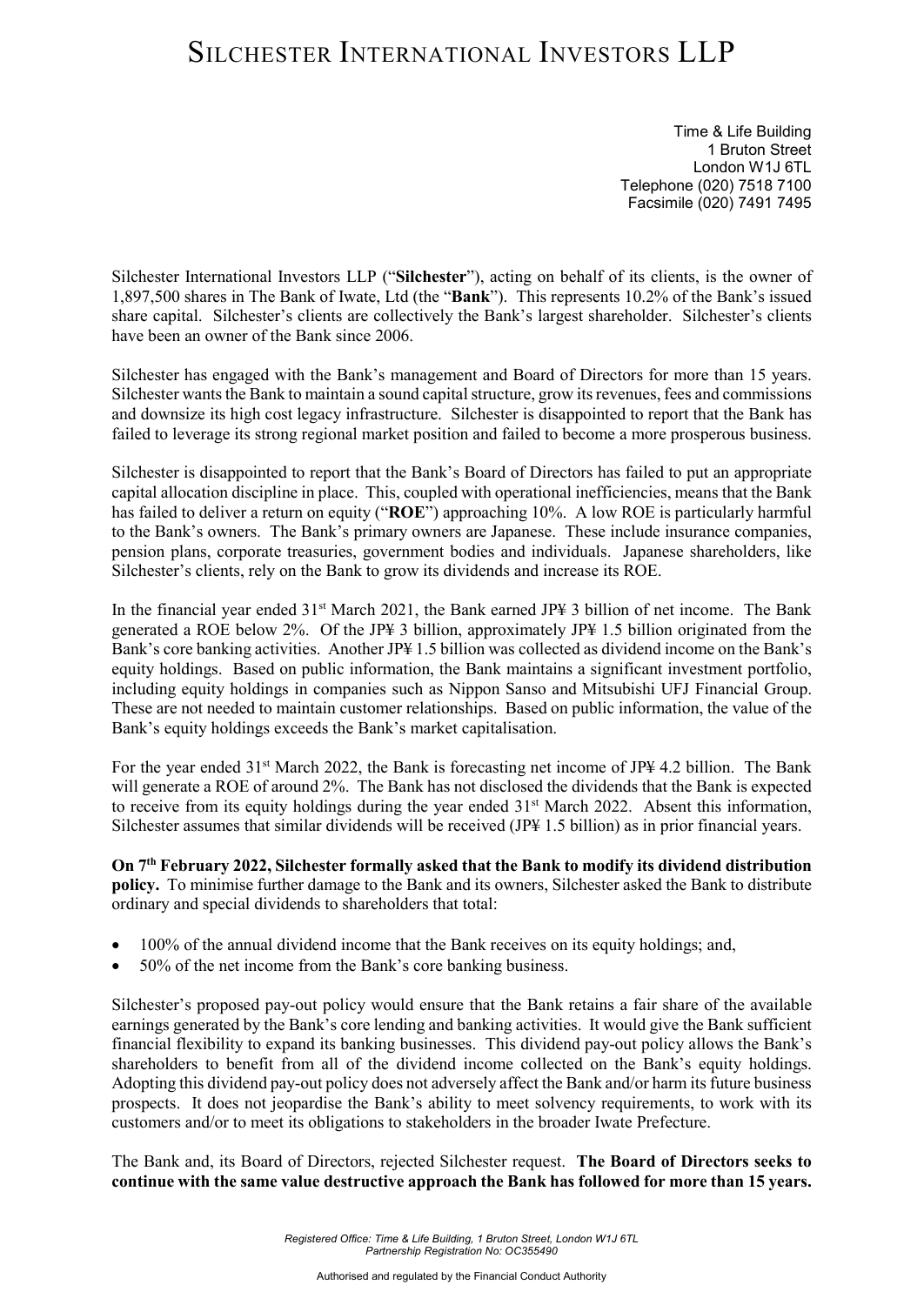# SILCHESTER INTERNATIONAL INVESTORS LLP

Time & Life Building
1 Bruton Street
London W1J 6TL
Telephone (020) 7518 7100
Facsimile (020) 7491 7495

Silchester International Investors LLP ("**Silchester**"), acting on behalf of its clients, is the owner of 1,897,500 shares in The Bank of Iwate, Ltd (the "**Bank**"). This represents 10.2% of the Bank's issued share capital. Silchester's clients are collectively the Bank's largest shareholder. Silchester's clients have been an owner of the Bank since 2006.

Silchester has engaged with the Bank's management and Board of Directors for more than 15 years. Silchester wants the Bank to maintain a sound capital structure, grow its revenues, fees and commissions and downsize its high cost legacy infrastructure. Silchester is disappointed to report that the Bank has failed to leverage its strong regional market position and failed to become a more prosperous business.

Silchester is disappointed to report that the Bank's Board of Directors has failed to put an appropriate capital allocation discipline in place. This, coupled with operational inefficiencies, means that the Bank has failed to deliver a return on equity ("**ROE**") approaching 10%. A low ROE is particularly harmful to the Bank's owners. The Bank's primary owners are Japanese. These include insurance companies, pension plans, corporate treasuries, government bodies and individuals. Japanese shareholders, like Silchester's clients, rely on the Bank to grow its dividends and increase its ROE.

In the financial year ended 31st March 2021, the Bank earned JP¥ 3 billion of net income. The Bank generated a ROE below 2%. Of the JP¥ 3 billion, approximately JP¥ 1.5 billion originated from the Bank's core banking activities. Another JP¥ 1.5 billion was collected as dividend income on the Bank's equity holdings. Based on public information, the Bank maintains a significant investment portfolio, including equity holdings in companies such as Nippon Sanso and Mitsubishi UFJ Financial Group. These are not needed to maintain customer relationships. Based on public information, the value of the Bank's equity holdings exceeds the Bank's market capitalisation.

For the year ended 31st March 2022, the Bank is forecasting net income of JP¥ 4.2 billion. The Bank will generate a ROE of around 2%. The Bank has not disclosed the dividends that the Bank is expected to receive from its equity holdings during the year ended 31st March 2022. Absent this information, Silchester assumes that similar dividends will be received (JP¥ 1.5 billion) as in prior financial years.

**On 7th February 2022, Silchester formally asked that the Bank to modify its dividend distribution policy.** To minimise further damage to the Bank and its owners, Silchester asked the Bank to distribute ordinary and special dividends to shareholders that total:

- 100% of the annual dividend income that the Bank receives on its equity holdings; and,
- 50% of the net income from the Bank's core banking business.

Silchester's proposed pay-out policy would ensure that the Bank retains a fair share of the available earnings generated by the Bank's core lending and banking activities. It would give the Bank sufficient financial flexibility to expand its banking businesses. This dividend pay-out policy allows the Bank's shareholders to benefit from all of the dividend income collected on the Bank's equity holdings. Adopting this dividend pay-out policy does not adversely affect the Bank and/or harm its future business prospects. It does not jeopardise the Bank's ability to meet solvency requirements, to work with its customers and/or to meet its obligations to stakeholders in the broader Iwate Prefecture.

The Bank and, its Board of Directors, rejected Silchester request. **The Board of Directors seeks to continue with the same value destructive approach the Bank has followed for more than 15 years.**

*Registered Office: Time & Life Building, 1 Bruton Street, London W1J 6TL*
*Partnership Registration No: OC355490*

Authorised and regulated by the Financial Conduct Authority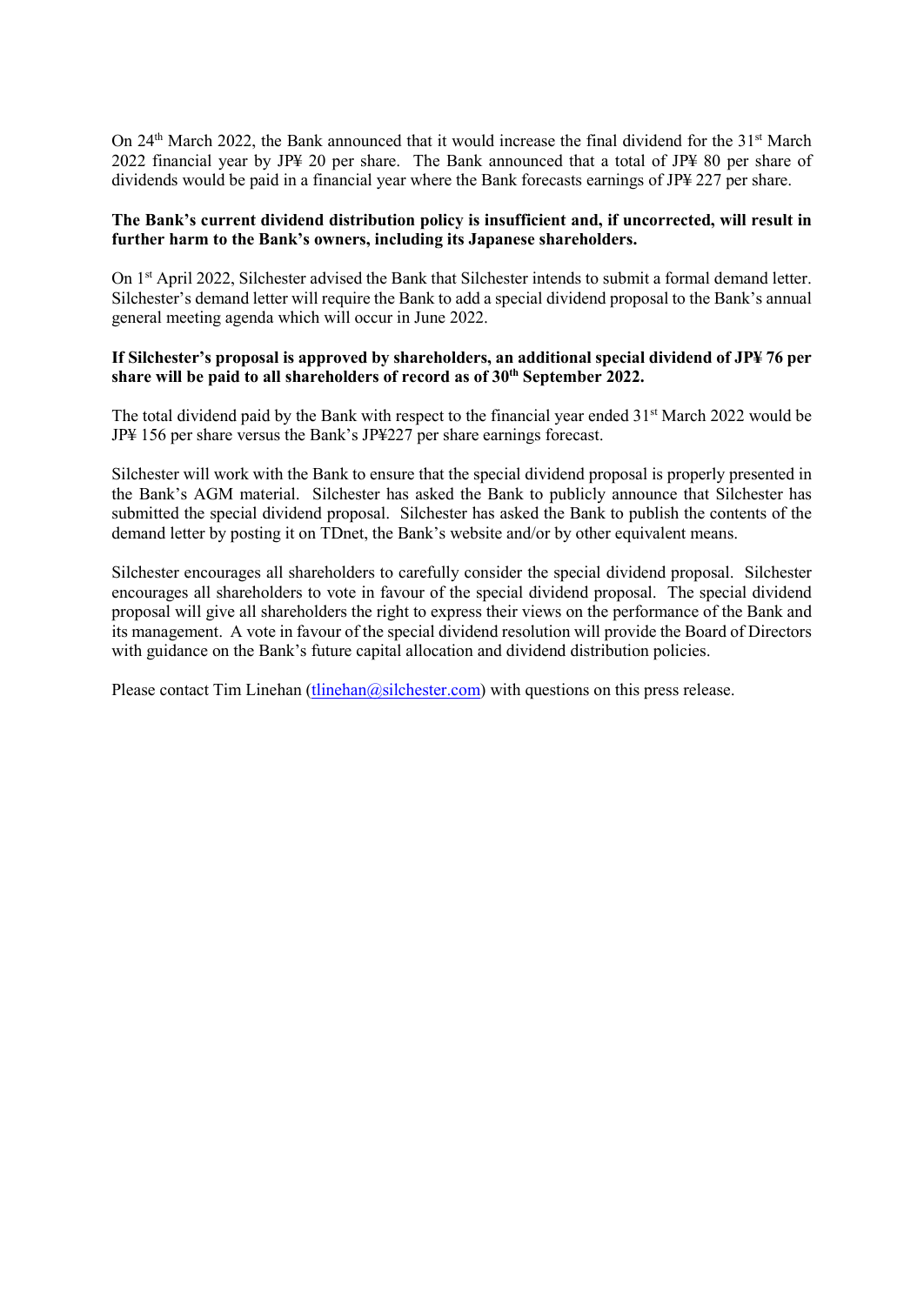On 24th March 2022, the Bank announced that it would increase the final dividend for the 31st March 2022 financial year by JP¥ 20 per share. The Bank announced that a total of JP¥ 80 per share of dividends would be paid in a financial year where the Bank forecasts earnings of JP¥ 227 per share.

**The Bank's current dividend distribution policy is insufficient and, if uncorrected, will result in further harm to the Bank's owners, including its Japanese shareholders.**

On 1st April 2022, Silchester advised the Bank that Silchester intends to submit a formal demand letter. Silchester's demand letter will require the Bank to add a special dividend proposal to the Bank's annual general meeting agenda which will occur in June 2022.

**If Silchester's proposal is approved by shareholders, an additional special dividend of JP¥ 76 per share will be paid to all shareholders of record as of 30th September 2022.**

The total dividend paid by the Bank with respect to the financial year ended 31st March 2022 would be JP¥ 156 per share versus the Bank's JP¥227 per share earnings forecast.

Silchester will work with the Bank to ensure that the special dividend proposal is properly presented in the Bank's AGM material. Silchester has asked the Bank to publicly announce that Silchester has submitted the special dividend proposal. Silchester has asked the Bank to publish the contents of the demand letter by posting it on TDnet, the Bank's website and/or by other equivalent means.

Silchester encourages all shareholders to carefully consider the special dividend proposal. Silchester encourages all shareholders to vote in favour of the special dividend proposal. The special dividend proposal will give all shareholders the right to express their views on the performance of the Bank and its management. A vote in favour of the special dividend resolution will provide the Board of Directors with guidance on the Bank's future capital allocation and dividend distribution policies.

Please contact Tim Linehan (tlinehan@silchester.com) with questions on this press release.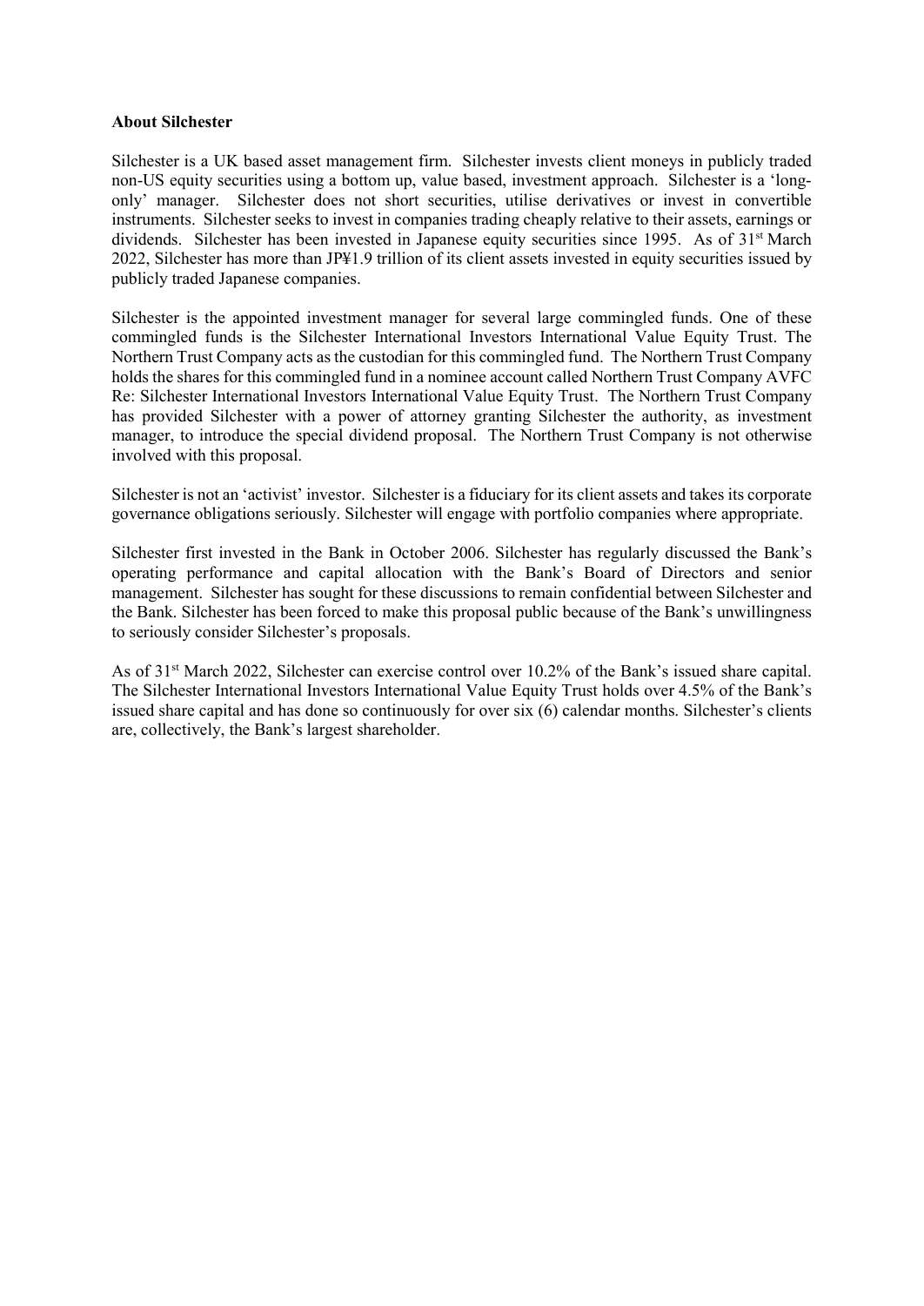**About Silchester**

Silchester is a UK based asset management firm. Silchester invests client moneys in publicly traded non-US equity securities using a bottom up, value based, investment approach. Silchester is a 'long-only' manager. Silchester does not short securities, utilise derivatives or invest in convertible instruments. Silchester seeks to invest in companies trading cheaply relative to their assets, earnings or dividends. Silchester has been invested in Japanese equity securities since 1995. As of 31st March 2022, Silchester has more than JP¥1.9 trillion of its client assets invested in equity securities issued by publicly traded Japanese companies.

Silchester is the appointed investment manager for several large commingled funds. One of these commingled funds is the Silchester International Investors International Value Equity Trust. The Northern Trust Company acts as the custodian for this commingled fund. The Northern Trust Company holds the shares for this commingled fund in a nominee account called Northern Trust Company AVFC Re: Silchester International Investors International Value Equity Trust. The Northern Trust Company has provided Silchester with a power of attorney granting Silchester the authority, as investment manager, to introduce the special dividend proposal. The Northern Trust Company is not otherwise involved with this proposal.

Silchester is not an 'activist' investor. Silchester is a fiduciary for its client assets and takes its corporate governance obligations seriously. Silchester will engage with portfolio companies where appropriate.

Silchester first invested in the Bank in October 2006. Silchester has regularly discussed the Bank's operating performance and capital allocation with the Bank's Board of Directors and senior management. Silchester has sought for these discussions to remain confidential between Silchester and the Bank. Silchester has been forced to make this proposal public because of the Bank's unwillingness to seriously consider Silchester's proposals.

As of 31st March 2022, Silchester can exercise control over 10.2% of the Bank's issued share capital. The Silchester International Investors International Value Equity Trust holds over 4.5% of the Bank's issued share capital and has done so continuously for over six (6) calendar months. Silchester's clients are, collectively, the Bank's largest shareholder.